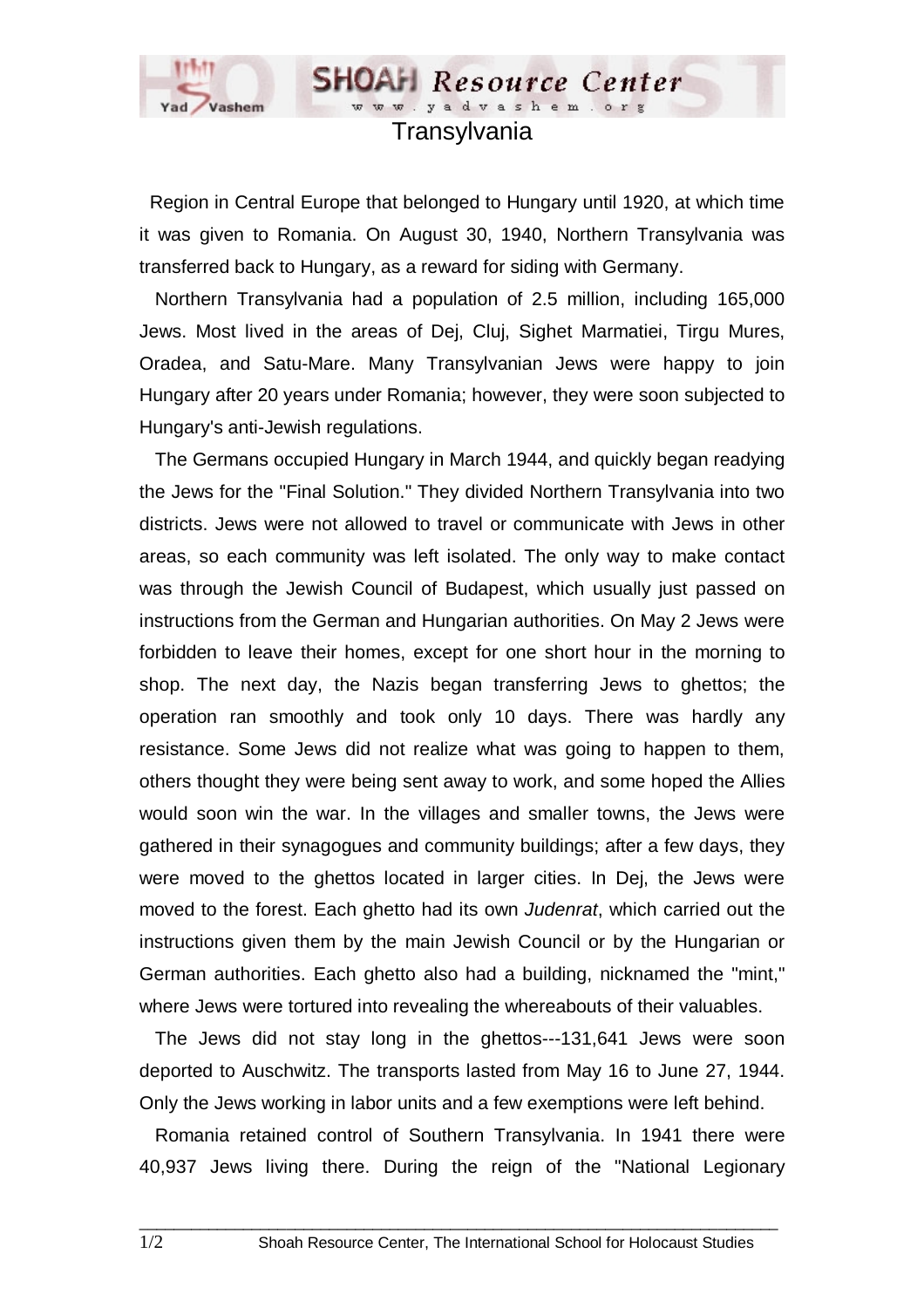# Transylvania

Region in Central Europe that belonged to Hungary until 1920, at which time it was given to Romania. On August 30, 1940, Northern Transylvania was transferred back to Hungary, as a reward for siding with Germany.

Northern Transylvania had a population of 2.5 million, including 165,000 Jews. Most lived in the areas of Dej, Cluj, Sighet Marmatiei, Tirgu Mures, Oradea, and Satu-Mare. Many Transylvanian Jews were happy to join Hungary after 20 years under Romania; however, they were soon subjected to Hungary's anti-Jewish regulations.

The Germans occupied Hungary in March 1944, and quickly began readying the Jews for the "Final Solution." They divided Northern Transylvania into two districts. Jews were not allowed to travel or communicate with Jews in other areas, so each community was left isolated. The only way to make contact was through the Jewish Council of Budapest, which usually just passed on instructions from the German and Hungarian authorities. On May 2 Jews were forbidden to leave their homes, except for one short hour in the morning to shop. The next day, the Nazis began transferring Jews to ghettos; the operation ran smoothly and took only 10 days. There was hardly any resistance. Some Jews did not realize what was going to happen to them, others thought they were being sent away to work, and some hoped the Allies would soon win the war. In the villages and smaller towns, the Jews were gathered in their synagogues and community buildings; after a few days, they were moved to the ghettos located in larger cities. In Dej, the Jews were moved to the forest. Each ghetto had its own *Judenrat*, which carried out the instructions given them by the main Jewish Council or by the Hungarian or German authorities. Each ghetto also had a building, nicknamed the "mint," where Jews were tortured into revealing the whereabouts of their valuables.

The Jews did not stay long in the ghettos---131,641 Jews were soon deported to Auschwitz. The transports lasted from May 16 to June 27, 1944. Only the Jews working in labor units and a few exemptions were left behind.

Romania retained control of Southern Transylvania. In 1941 there were 40,937 Jews living there. During the reign of the "National Legionary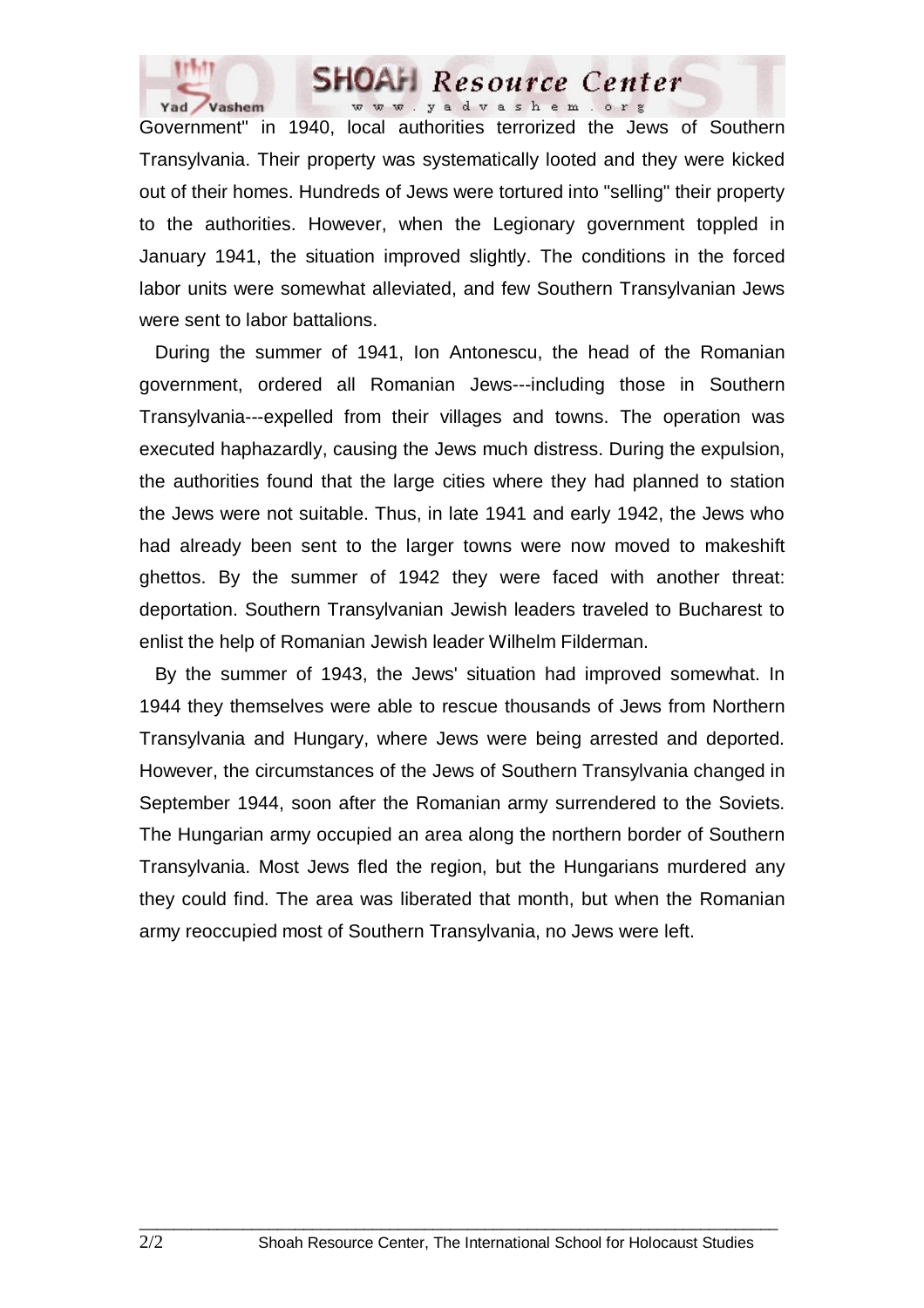Government" in 1940, local authorities terrorized the Jews of Southern Transylvania. Their property was systematically looted and they were kicked out of their homes. Hundreds of Jews were tortured into "selling" their property to the authorities. However, when the Legionary government toppled in January 1941, the situation improved slightly. The conditions in the forced labor units were somewhat alleviated, and few Southern Transylvanian Jews were sent to labor battalions.

During the summer of 1941, Ion Antonescu, the head of the Romanian government, ordered all Romanian Jews---including those in Southern Transylvania---expelled from their villages and towns. The operation was executed haphazardly, causing the Jews much distress. During the expulsion, the authorities found that the large cities where they had planned to station the Jews were not suitable. Thus, in late 1941 and early 1942, the Jews who had already been sent to the larger towns were now moved to makeshift ghettos. By the summer of 1942 they were faced with another threat: deportation. Southern Transylvanian Jewish leaders traveled to Bucharest to enlist the help of Romanian Jewish leader Wilhelm Filderman.

By the summer of 1943, the Jews' situation had improved somewhat. In 1944 they themselves were able to rescue thousands of Jews from Northern Transylvania and Hungary, where Jews were being arrested and deported. However, the circumstances of the Jews of Southern Transylvania changed in September 1944, soon after the Romanian army surrendered to the Soviets. The Hungarian army occupied an area along the northern border of Southern Transylvania. Most Jews fled the region, but the Hungarians murdered any they could find. The area was liberated that month, but when the Romanian army reoccupied most of Southern Transylvania, no Jews were left.